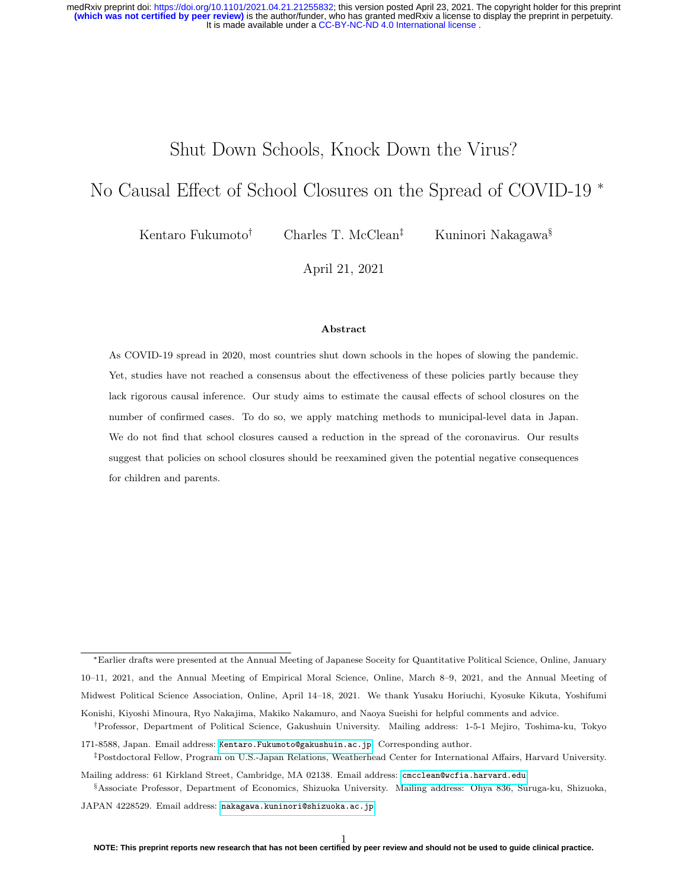# Shut Down Schools, Knock Down the Virus?

# No Causal Effect of School Closures on the Spread of COVID-19 *

Kentaro Fukumoto† Charles T. McClean‡ Kuninori Nakagawa§

April 21, 2021

### Abstract

As COVID-19 spread in 2020, most countries shut down schools in the hopes of slowing the pandemic. Yet, studies have not reached a consensus about the effectiveness of these policies partly because they lack rigorous causal inference. Our study aims to estimate the causal effects of school closures on the number of confirmed cases. To do so, we apply matching methods to municipal-level data in Japan. We do not find that school closures caused a reduction in the spread of the coronavirus. Our results suggest that policies on school closures should be reexamined given the potential negative consequences for children and parents.

---

*Earlier drafts were presented at the Annual Meeting of Japanese Soceity for Quantitative Political Science, Online, January 10–11, 2021, and the Annual Meeting of Empirical Moral Science, Online, March 8–9, 2021, and the Annual Meeting of Midwest Political Science Association, Online, April 14–18, 2021. We thank Yusaku Horiuchi, Kyosuke Kikuta, Yoshifumi Konishi, Kiyoshi Minoura, Ryo Nakajima, Makiko Nakamuro, and Naoya Sueishi for helpful comments and advice.

†Professor, Department of Political Science, Gakushuin University. Mailing address: 1-5-1 Mejiro, Toshima-ku, Tokyo 171-8588, Japan. Email address: Kentaro.Fukumoto@gakushuin.ac.jp. Corresponding author.

‡Postdoctoral Fellow, Program on U.S.-Japan Relations, Weatherhead Center for International Affairs, Harvard University. Mailing address: 61 Kirkland Street, Cambridge, MA 02138. Email address: cmcclean@wcfia.harvard.edu

§Associate Professor, Department of Economics, Shizuoka University. Mailing address: Ohya 836, Suruga-ku, Shizuoka, JAPAN 4228529. Email address: nakagawa.kuninori@shizuoka.ac.jp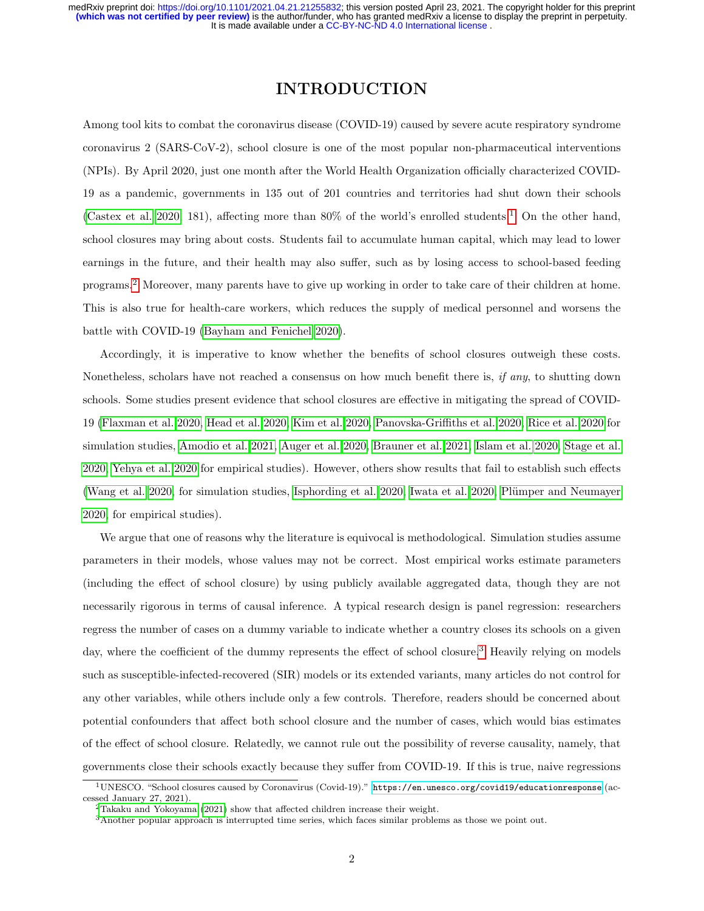# INTRODUCTION

Among tool kits to combat the coronavirus disease (COVID-19) caused by severe acute respiratory syndrome coronavirus 2 (SARS-CoV-2), school closure is one of the most popular non-pharmaceutical interventions (NPIs). By April 2020, just one month after the World Health Organization officially characterized COVID-19 as a pandemic, governments in 135 out of 201 countries and territories had shut down their schools (Castex et al. 2020, 181), affecting more than 80% of the world's enrolled students.[1] On the other hand, school closures may bring about costs. Students fail to accumulate human capital, which may lead to lower earnings in the future, and their health may also suffer, such as by losing access to school-based feeding programs.[2] Moreover, many parents have to give up working in order to take care of their children at home. This is also true for health-care workers, which reduces the supply of medical personnel and worsens the battle with COVID-19 (Bayham and Fenichel 2020).

Accordingly, it is imperative to know whether the benefits of school closures outweigh these costs. Nonetheless, scholars have not reached a consensus on how much benefit there is, *if any*, to shutting down schools. Some studies present evidence that school closures are effective in mitigating the spread of COVID-19 (Flaxman et al. 2020, Head et al. 2020, Kim et al. 2020, Panovska-Griffiths et al. 2020, Rice et al. 2020 for simulation studies, Amodio et al. 2021, Auger et al. 2020, Brauner et al. 2021, Islam et al. 2020, Stage et al. 2020, Yehya et al. 2020 for empirical studies). However, others show results that fail to establish such effects (Wang et al. 2020, for simulation studies, Isphording et al. 2020, Iwata et al. 2020, Plümper and Neumayer 2020, for empirical studies).

We argue that one of reasons why the literature is equivocal is methodological. Simulation studies assume parameters in their models, whose values may not be correct. Most empirical works estimate parameters (including the effect of school closure) by using publicly available aggregated data, though they are not necessarily rigorous in terms of causal inference. A typical research design is panel regression: researchers regress the number of cases on a dummy variable to indicate whether a country closes its schools on a given day, where the coefficient of the dummy represents the effect of school closure.[3] Heavily relying on models such as susceptible-infected-recovered (SIR) models or its extended variants, many articles do not control for any other variables, while others include only a few controls. Therefore, readers should be concerned about potential confounders that affect both school closure and the number of cases, which would bias estimates of the effect of school closure. Relatedly, we cannot rule out the possibility of reverse causality, namely, that governments close their schools exactly because they suffer from COVID-19. If this is true, naive regressions

---

[1] UNESCO. "School closures caused by Coronavirus (Covid-19)." https://en.unesco.org/covid19/educationresponse (accessed January 27, 2021).

[2] Takaku and Yokoyama (2021) show that affected children increase their weight.

[3] Another popular approach is interrupted time series, which faces similar problems as those we point out.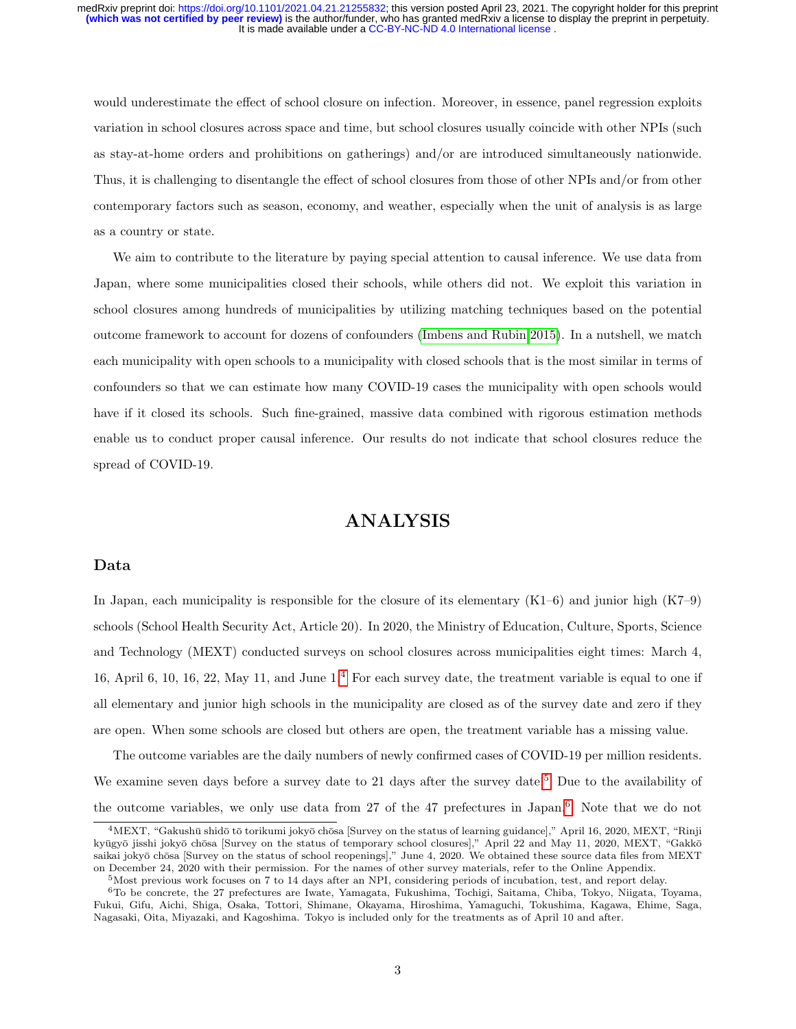would underestimate the effect of school closure on infection. Moreover, in essence, panel regression exploits variation in school closures across space and time, but school closures usually coincide with other NPIs (such as stay-at-home orders and prohibitions on gatherings) and/or are introduced simultaneously nationwide. Thus, it is challenging to disentangle the effect of school closures from those of other NPIs and/or from other contemporary factors such as season, economy, and weather, especially when the unit of analysis is as large as a country or state.

We aim to contribute to the literature by paying special attention to causal inference. We use data from Japan, where some municipalities closed their schools, while others did not. We exploit this variation in school closures among hundreds of municipalities by utilizing matching techniques based on the potential outcome framework to account for dozens of confounders (Imbens and Rubin 2015). In a nutshell, we match each municipality with open schools to a municipality with closed schools that is the most similar in terms of confounders so that we can estimate how many COVID-19 cases the municipality with open schools would have if it closed its schools. Such fine-grained, massive data combined with rigorous estimation methods enable us to conduct proper causal inference. Our results do not indicate that school closures reduce the spread of COVID-19.

# ANALYSIS

## Data

In Japan, each municipality is responsible for the closure of its elementary (K1–6) and junior high (K7–9) schools (School Health Security Act, Article 20). In 2020, the Ministry of Education, Culture, Sports, Science and Technology (MEXT) conducted surveys on school closures across municipalities eight times: March 4, 16, April 6, 10, 16, 22, May 11, and June 1.[4] For each survey date, the treatment variable is equal to one if all elementary and junior high schools in the municipality are closed as of the survey date and zero if they are open. When some schools are closed but others are open, the treatment variable has a missing value.

The outcome variables are the daily numbers of newly confirmed cases of COVID-19 per million residents. We examine seven days before a survey date to 21 days after the survey date.[5] Due to the availability of the outcome variables, we only use data from 27 of the 47 prefectures in Japan.[6] Note that we do not

---

[4] MEXT, "Gakushū shidō tō torikumi jokyō chōsa [Survey on the status of learning guidance]," April 16, 2020, MEXT, "Rinji kyūgyō jisshi jokyō chōsa [Survey on the status of temporary school closures]," April 22 and May 11, 2020, MEXT, "Gakkō saikai jokyō chōsa [Survey on the status of school reopenings]," June 4, 2020. We obtained these source data files from MEXT on December 24, 2020 with their permission. For the names of other survey materials, refer to the Online Appendix.

[5] Most previous work focuses on 7 to 14 days after an NPI, considering periods of incubation, test, and report delay.

[6] To be concrete, the 27 prefectures are Iwate, Yamagata, Fukushima, Tochigi, Saitama, Chiba, Tokyo, Niigata, Toyama, Fukui, Gifu, Aichi, Shiga, Osaka, Tottori, Shimane, Okayama, Hiroshima, Yamaguchi, Tokushima, Kagawa, Ehime, Saga, Nagasaki, Oita, Miyazaki, and Kagoshima. Tokyo is included only for the treatments as of April 10 and after.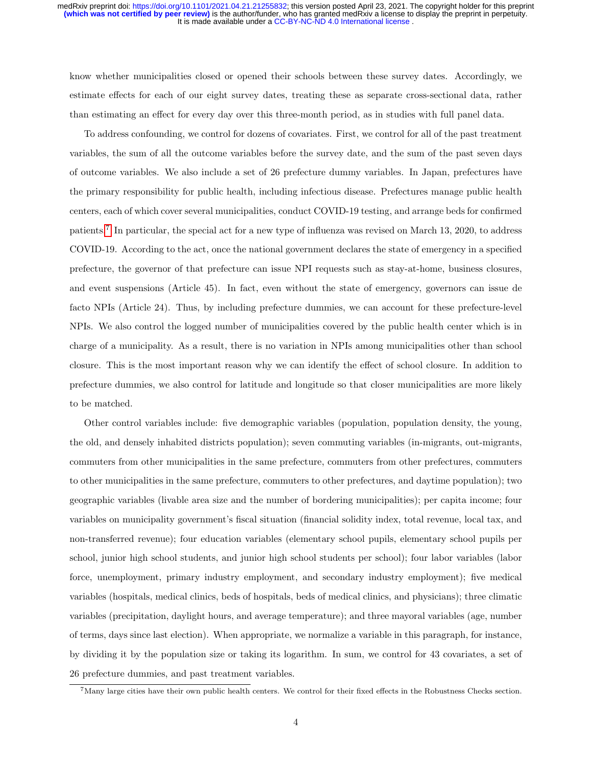know whether municipalities closed or opened their schools between these survey dates. Accordingly, we estimate effects for each of our eight survey dates, treating these as separate cross-sectional data, rather than estimating an effect for every day over this three-month period, as in studies with full panel data.

To address confounding, we control for dozens of covariates. First, we control for all of the past treatment variables, the sum of all the outcome variables before the survey date, and the sum of the past seven days of outcome variables. We also include a set of 26 prefecture dummy variables. In Japan, prefectures have the primary responsibility for public health, including infectious disease. Prefectures manage public health centers, each of which cover several municipalities, conduct COVID-19 testing, and arrange beds for confirmed patients.[7] In particular, the special act for a new type of influenza was revised on March 13, 2020, to address COVID-19. According to the act, once the national government declares the state of emergency in a specified prefecture, the governor of that prefecture can issue NPI requests such as stay-at-home, business closures, and event suspensions (Article 45). In fact, even without the state of emergency, governors can issue de facto NPIs (Article 24). Thus, by including prefecture dummies, we can account for these prefecture-level NPIs. We also control the logged number of municipalities covered by the public health center which is in charge of a municipality. As a result, there is no variation in NPIs among municipalities other than school closure. This is the most important reason why we can identify the effect of school closure. In addition to prefecture dummies, we also control for latitude and longitude so that closer municipalities are more likely to be matched.

Other control variables include: five demographic variables (population, population density, the young, the old, and densely inhabited districts population); seven commuting variables (in-migrants, out-migrants, commuters from other municipalities in the same prefecture, commuters from other prefectures, commuters to other municipalities in the same prefecture, commuters to other prefectures, and daytime population); two geographic variables (livable area size and the number of bordering municipalities); per capita income; four variables on municipality government's fiscal situation (financial solidity index, total revenue, local tax, and non-transferred revenue); four education variables (elementary school pupils, elementary school pupils per school, junior high school students, and junior high school students per school); four labor variables (labor force, unemployment, primary industry employment, and secondary industry employment); five medical variables (hospitals, medical clinics, beds of hospitals, beds of medical clinics, and physicians); three climatic variables (precipitation, daylight hours, and average temperature); and three mayoral variables (age, number of terms, days since last election). When appropriate, we normalize a variable in this paragraph, for instance, by dividing it by the population size or taking its logarithm. In sum, we control for 43 covariates, a set of 26 prefecture dummies, and past treatment variables.

[7] Many large cities have their own public health centers. We control for their fixed effects in the Robustness Checks section.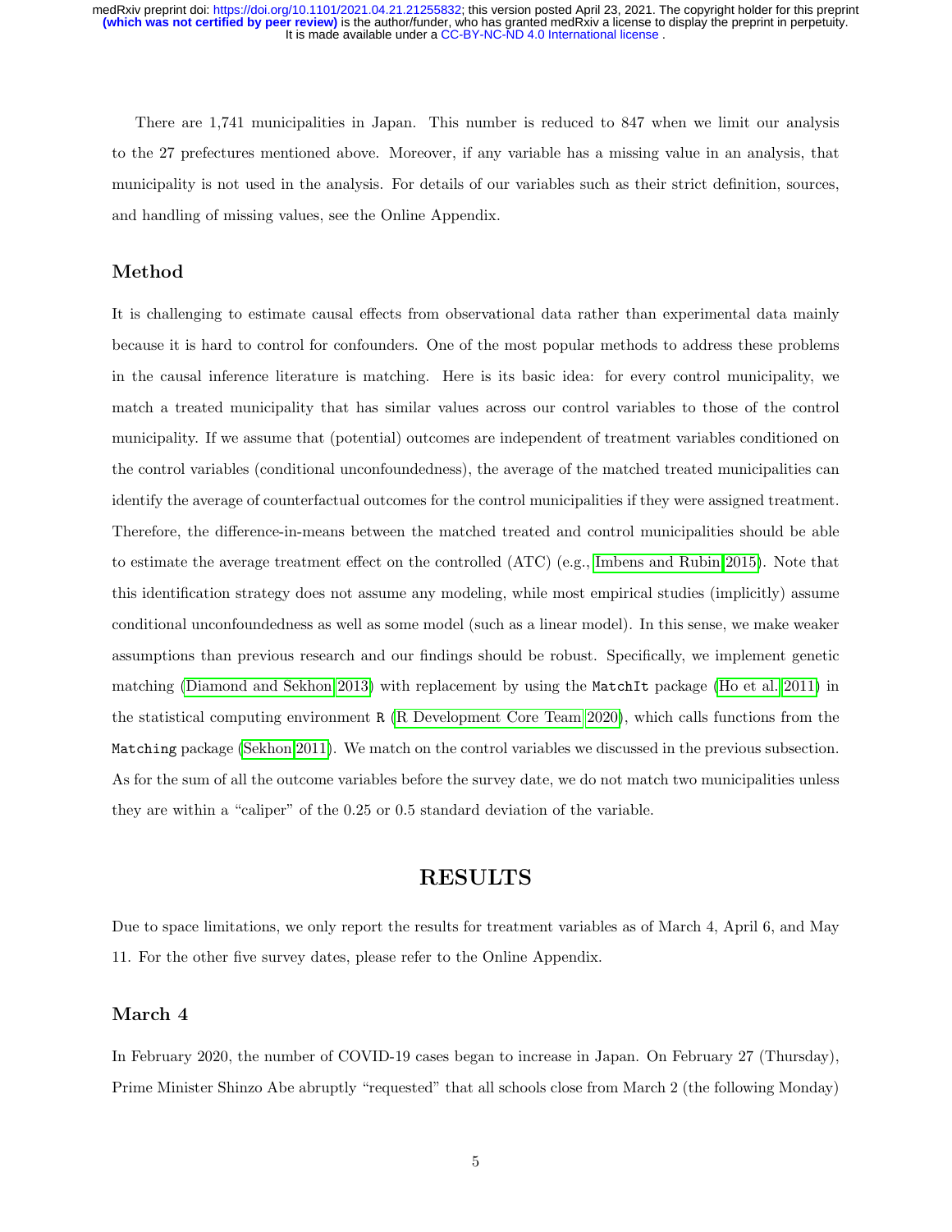There are 1,741 municipalities in Japan. This number is reduced to 847 when we limit our analysis to the 27 prefectures mentioned above. Moreover, if any variable has a missing value in an analysis, that municipality is not used in the analysis. For details of our variables such as their strict definition, sources, and handling of missing values, see the Online Appendix.

### Method

It is challenging to estimate causal effects from observational data rather than experimental data mainly because it is hard to control for confounders. One of the most popular methods to address these problems in the causal inference literature is matching. Here is its basic idea: for every control municipality, we match a treated municipality that has similar values across our control variables to those of the control municipality. If we assume that (potential) outcomes are independent of treatment variables conditioned on the control variables (conditional unconfoundedness), the average of the matched treated municipalities can identify the average of counterfactual outcomes for the control municipalities if they were assigned treatment. Therefore, the difference-in-means between the matched treated and control municipalities should be able to estimate the average treatment effect on the controlled (ATC) (e.g., Imbens and Rubin 2015). Note that this identification strategy does not assume any modeling, while most empirical studies (implicitly) assume conditional unconfoundedness as well as some model (such as a linear model). In this sense, we make weaker assumptions than previous research and our findings should be robust. Specifically, we implement genetic matching (Diamond and Sekhon 2013) with replacement by using the `MatchIt` package (Ho et al. 2011) in the statistical computing environment `R` (R Development Core Team 2020), which calls functions from the `Matching` package (Sekhon 2011). We match on the control variables we discussed in the previous subsection. As for the sum of all the outcome variables before the survey date, we do not match two municipalities unless they are within a "caliper" of the 0.25 or 0.5 standard deviation of the variable.

## RESULTS

Due to space limitations, we only report the results for treatment variables as of March 4, April 6, and May 11. For the other five survey dates, please refer to the Online Appendix.

### March 4

In February 2020, the number of COVID-19 cases began to increase in Japan. On February 27 (Thursday), Prime Minister Shinzo Abe abruptly "requested" that all schools close from March 2 (the following Monday)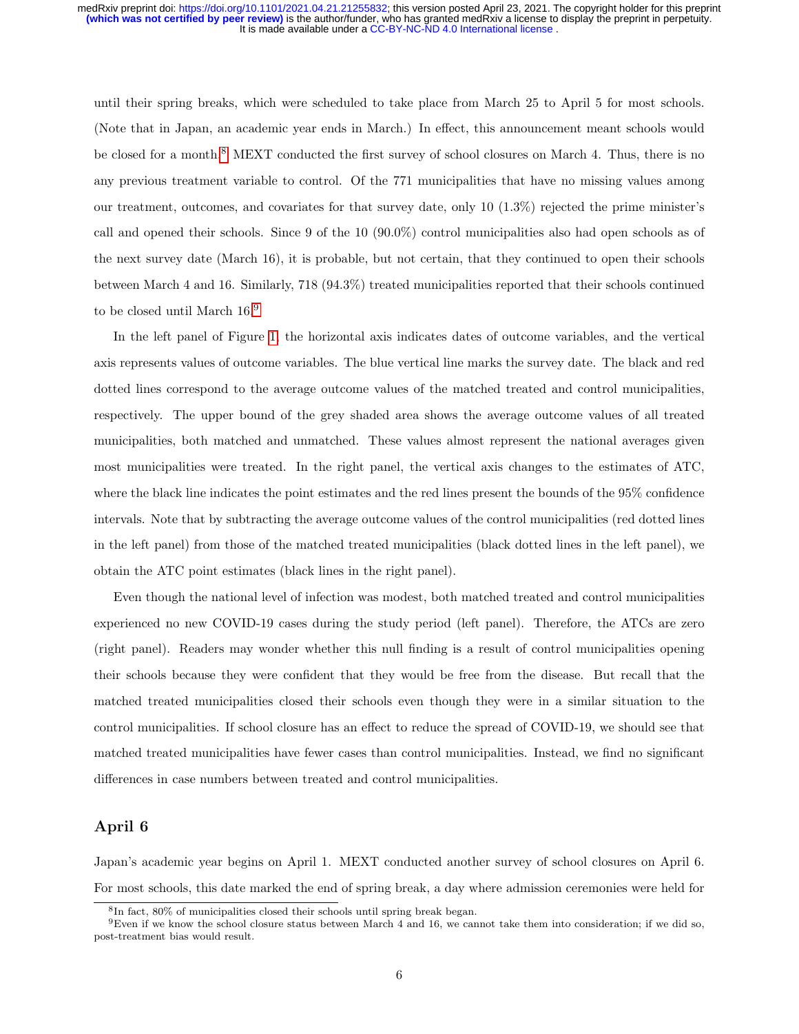until their spring breaks, which were scheduled to take place from March 25 to April 5 for most schools. (Note that in Japan, an academic year ends in March.) In effect, this announcement meant schools would be closed for a month.[8] MEXT conducted the first survey of school closures on March 4. Thus, there is no any previous treatment variable to control. Of the 771 municipalities that have no missing values among our treatment, outcomes, and covariates for that survey date, only 10 (1.3%) rejected the prime minister's call and opened their schools. Since 9 of the 10 (90.0%) control municipalities also had open schools as of the next survey date (March 16), it is probable, but not certain, that they continued to open their schools between March 4 and 16. Similarly, 718 (94.3%) treated municipalities reported that their schools continued to be closed until March 16.[9]

In the left panel of Figure 1, the horizontal axis indicates dates of outcome variables, and the vertical axis represents values of outcome variables. The blue vertical line marks the survey date. The black and red dotted lines correspond to the average outcome values of the matched treated and control municipalities, respectively. The upper bound of the grey shaded area shows the average outcome values of all treated municipalities, both matched and unmatched. These values almost represent the national averages given most municipalities were treated. In the right panel, the vertical axis changes to the estimates of ATC, where the black line indicates the point estimates and the red lines present the bounds of the 95% confidence intervals. Note that by subtracting the average outcome values of the control municipalities (red dotted lines in the left panel) from those of the matched treated municipalities (black dotted lines in the left panel), we obtain the ATC point estimates (black lines in the right panel).

Even though the national level of infection was modest, both matched treated and control municipalities experienced no new COVID-19 cases during the study period (left panel). Therefore, the ATCs are zero (right panel). Readers may wonder whether this null finding is a result of control municipalities opening their schools because they were confident that they would be free from the disease. But recall that the matched treated municipalities closed their schools even though they were in a similar situation to the control municipalities. If school closure has an effect to reduce the spread of COVID-19, we should see that matched treated municipalities have fewer cases than control municipalities. Instead, we find no significant differences in case numbers between treated and control municipalities.

## April 6

Japan's academic year begins on April 1. MEXT conducted another survey of school closures on April 6. For most schools, this date marked the end of spring break, a day where admission ceremonies were held for

[8] In fact, 80% of municipalities closed their schools until spring break began.

[9] Even if we know the school closure status between March 4 and 16, we cannot take them into consideration; if we did so, post-treatment bias would result.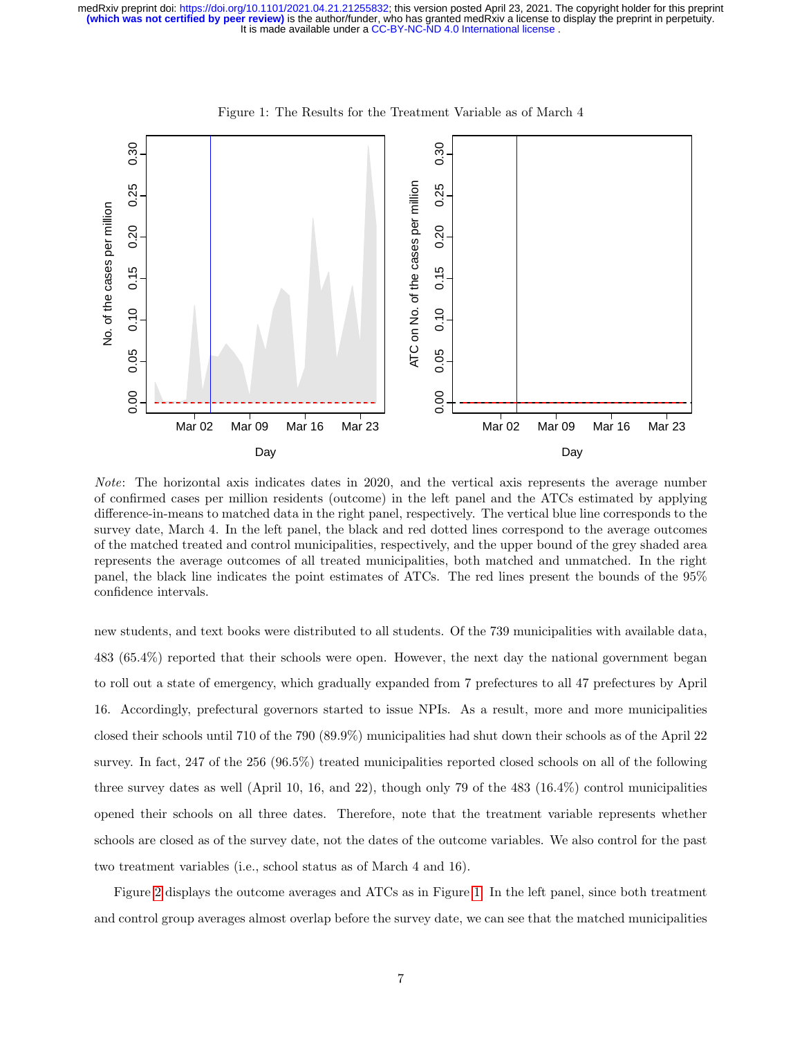Figure 1: The Results for the Treatment Variable as of March 4

*Note*: The horizontal axis indicates dates in 2020, and the vertical axis represents the average number of confirmed cases per million residents (outcome) in the left panel and the ATCs estimated by applying difference-in-means to matched data in the right panel, respectively. The vertical blue line corresponds to the survey date, March 4. In the left panel, the black and red dotted lines correspond to the average outcomes of the matched treated and control municipalities, respectively, and the upper bound of the grey shaded area represents the average outcomes of all treated municipalities, both matched and unmatched. In the right panel, the black line indicates the point estimates of ATCs. The red lines present the bounds of the 95% confidence intervals.

new students, and text books were distributed to all students. Of the 739 municipalities with available data, 483 (65.4%) reported that their schools were open. However, the next day the national government began to roll out a state of emergency, which gradually expanded from 7 prefectures to all 47 prefectures by April 16. Accordingly, prefectural governors started to issue NPIs. As a result, more and more municipalities closed their schools until 710 of the 790 (89.9%) municipalities had shut down their schools as of the April 22 survey. In fact, 247 of the 256 (96.5%) treated municipalities reported closed schools on all of the following three survey dates as well (April 10, 16, and 22), though only 79 of the 483 (16.4%) control municipalities opened their schools on all three dates. Therefore, note that the treatment variable represents whether schools are closed as of the survey date, not the dates of the outcome variables. We also control for the past two treatment variables (i.e., school status as of March 4 and 16).

Figure 2 displays the outcome averages and ATCs as in Figure 1. In the left panel, since both treatment and control group averages almost overlap before the survey date, we can see that the matched municipalities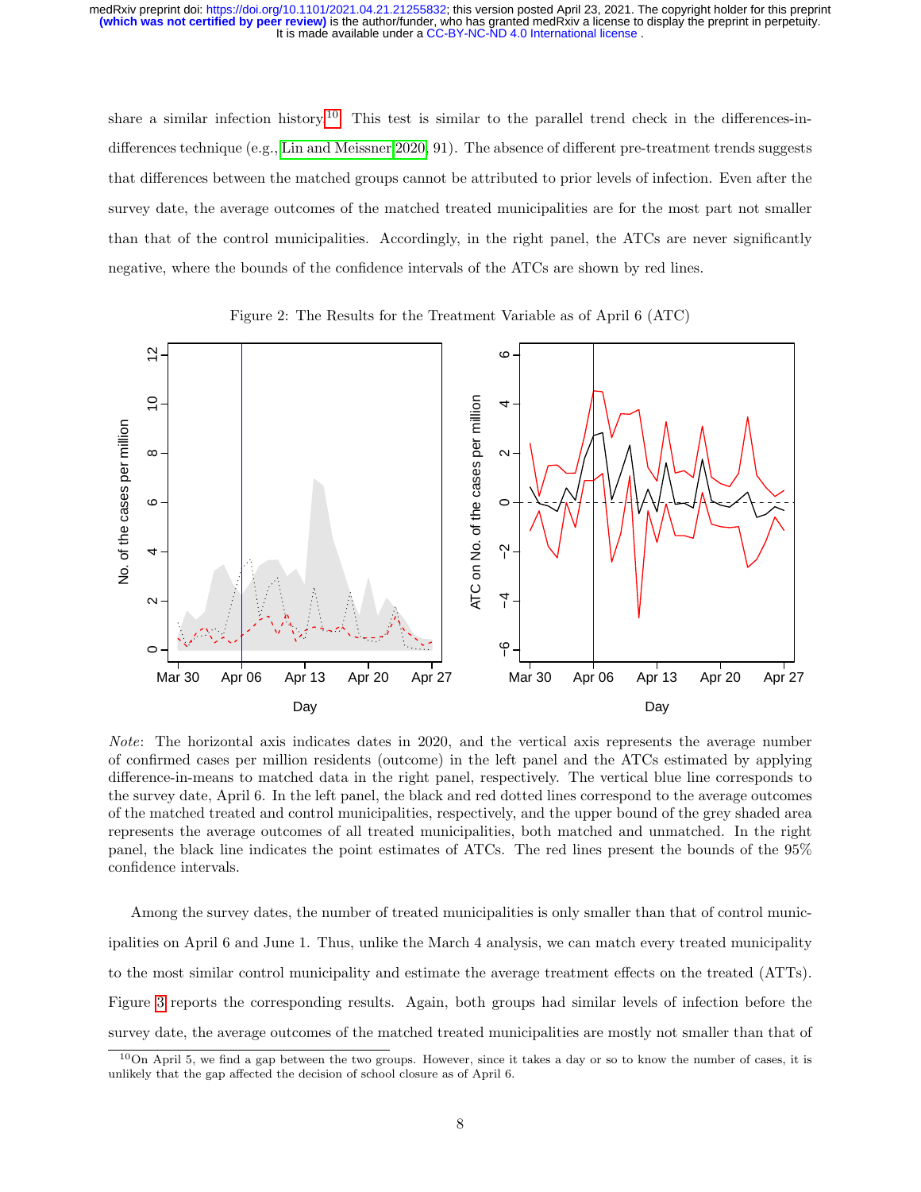share a similar infection history.[10] This test is similar to the parallel trend check in the differences-in-differences technique (e.g., Lin and Meissner 2020, 91). The absence of different pre-treatment trends suggests that differences between the matched groups cannot be attributed to prior levels of infection. Even after the survey date, the average outcomes of the matched treated municipalities are for the most part not smaller than that of the control municipalities. Accordingly, in the right panel, the ATCs are never significantly negative, where the bounds of the confidence intervals of the ATCs are shown by red lines.

Figure 2: The Results for the Treatment Variable as of April 6 (ATC)

*Note*: The horizontal axis indicates dates in 2020, and the vertical axis represents the average number of confirmed cases per million residents (outcome) in the left panel and the ATCs estimated by applying difference-in-means to matched data in the right panel, respectively. The vertical blue line corresponds to the survey date, April 6. In the left panel, the black and red dotted lines correspond to the average outcomes of the matched treated and control municipalities, respectively, and the upper bound of the grey shaded area represents the average outcomes of all treated municipalities, both matched and unmatched. In the right panel, the black line indicates the point estimates of ATCs. The red lines present the bounds of the 95% confidence intervals.

Among the survey dates, the number of treated municipalities is only smaller than that of control municipalities on April 6 and June 1. Thus, unlike the March 4 analysis, we can match every treated municipality to the most similar control municipality and estimate the average treatment effects on the treated (ATTs). Figure 3 reports the corresponding results. Again, both groups had similar levels of infection before the survey date, the average outcomes of the matched treated municipalities are mostly not smaller than that of

[10] On April 5, we find a gap between the two groups. However, since it takes a day or so to know the number of cases, it is unlikely that the gap affected the decision of school closure as of April 6.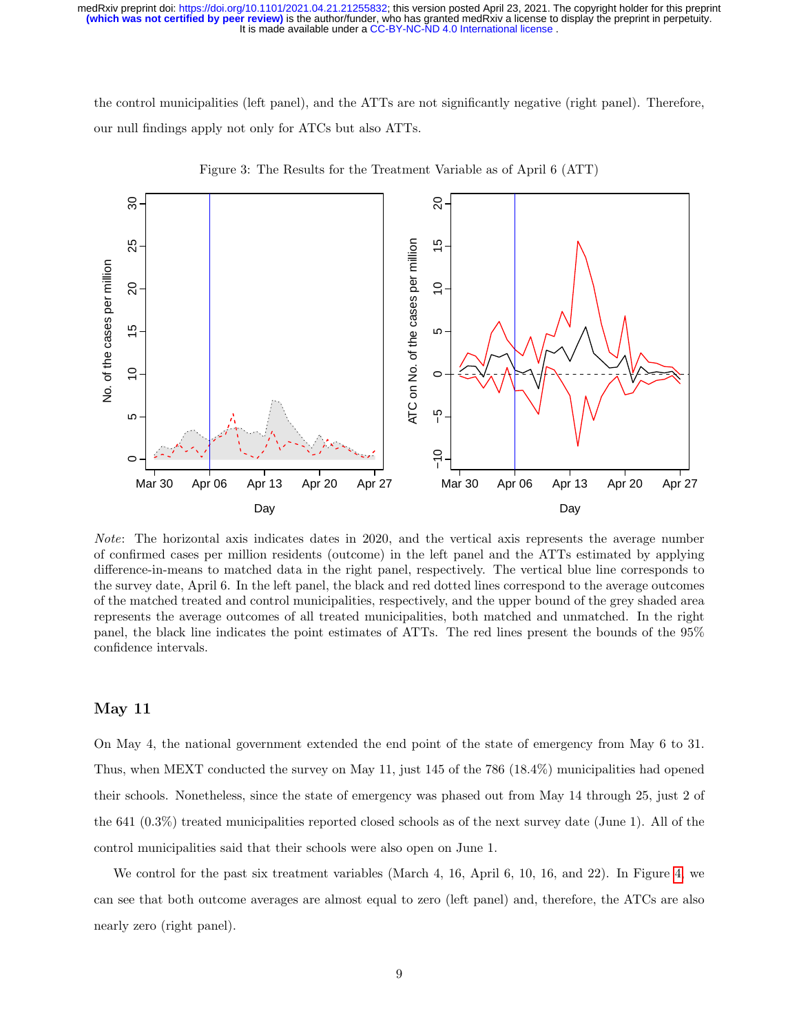the control municipalities (left panel), and the ATTs are not significantly negative (right panel). Therefore, our null findings apply not only for ATCs but also ATTs.

Figure 3: The Results for the Treatment Variable as of April 6 (ATT)

*Note*: The horizontal axis indicates dates in 2020, and the vertical axis represents the average number of confirmed cases per million residents (outcome) in the left panel and the ATTs estimated by applying difference-in-means to matched data in the right panel, respectively. The vertical blue line corresponds to the survey date, April 6. In the left panel, the black and red dotted lines correspond to the average outcomes of the matched treated and control municipalities, respectively, and the upper bound of the grey shaded area represents the average outcomes of all treated municipalities, both matched and unmatched. In the right panel, the black line indicates the point estimates of ATTs. The red lines present the bounds of the 95% confidence intervals.

## May 11

On May 4, the national government extended the end point of the state of emergency from May 6 to 31. Thus, when MEXT conducted the survey on May 11, just 145 of the 786 (18.4%) municipalities had opened their schools. Nonetheless, since the state of emergency was phased out from May 14 through 25, just 2 of the 641 (0.3%) treated municipalities reported closed schools as of the next survey date (June 1). All of the control municipalities said that their schools were also open on June 1.

We control for the past six treatment variables (March 4, 16, April 6, 10, 16, and 22). In Figure 4, we can see that both outcome averages are almost equal to zero (left panel) and, therefore, the ATCs are also nearly zero (right panel).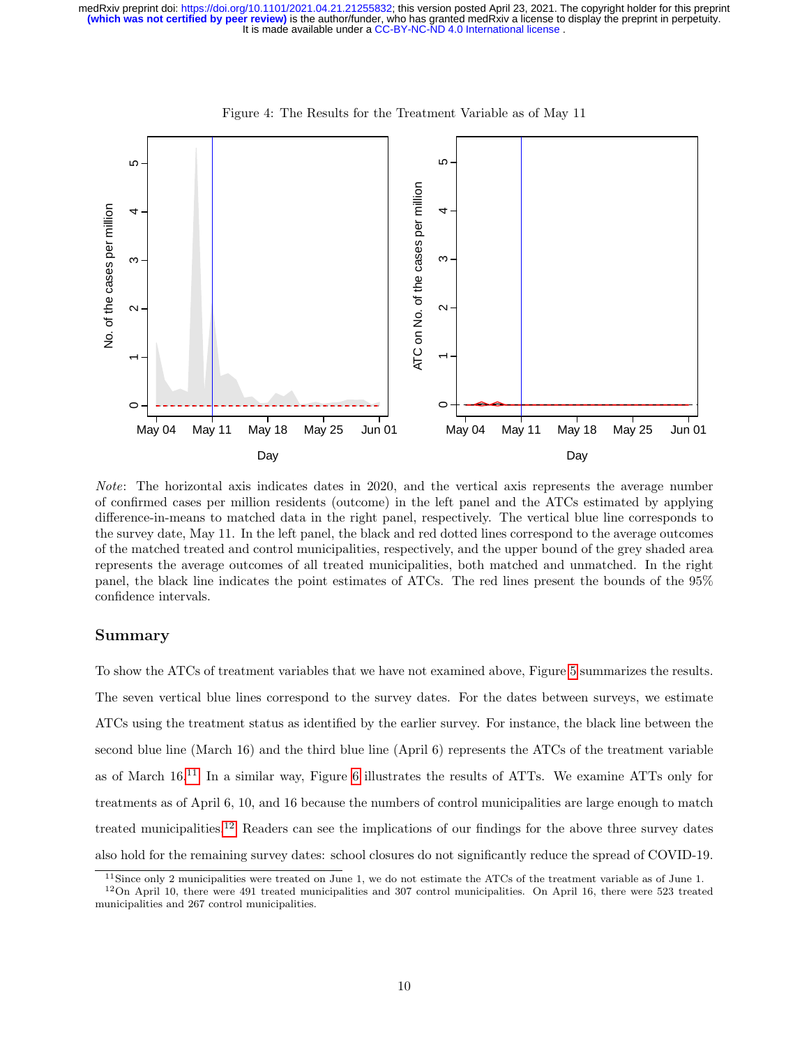Figure 4: The Results for the Treatment Variable as of May 11

*Note*: The horizontal axis indicates dates in 2020, and the vertical axis represents the average number of confirmed cases per million residents (outcome) in the left panel and the ATCs estimated by applying difference-in-means to matched data in the right panel, respectively. The vertical blue line corresponds to the survey date, May 11. In the left panel, the black and red dotted lines correspond to the average outcomes of the matched treated and control municipalities, respectively, and the upper bound of the grey shaded area represents the average outcomes of all treated municipalities, both matched and unmatched. In the right panel, the black line indicates the point estimates of ATCs. The red lines present the bounds of the 95% confidence intervals.

## Summary

To show the ATCs of treatment variables that we have not examined above, Figure 5 summarizes the results. The seven vertical blue lines correspond to the survey dates. For the dates between surveys, we estimate ATCs using the treatment status as identified by the earlier survey. For instance, the black line between the second blue line (March 16) and the third blue line (April 6) represents the ATCs of the treatment variable as of March 16.[11] In a similar way, Figure 6 illustrates the results of ATTs. We examine ATTs only for treatments as of April 6, 10, and 16 because the numbers of control municipalities are large enough to match treated municipalities.[12] Readers can see the implications of our findings for the above three survey dates also hold for the remaining survey dates: school closures do not significantly reduce the spread of COVID-19.

[11] Since only 2 municipalities were treated on June 1, we do not estimate the ATCs of the treatment variable as of June 1.

[12] On April 10, there were 491 treated municipalities and 307 control municipalities. On April 16, there were 523 treated municipalities and 267 control municipalities.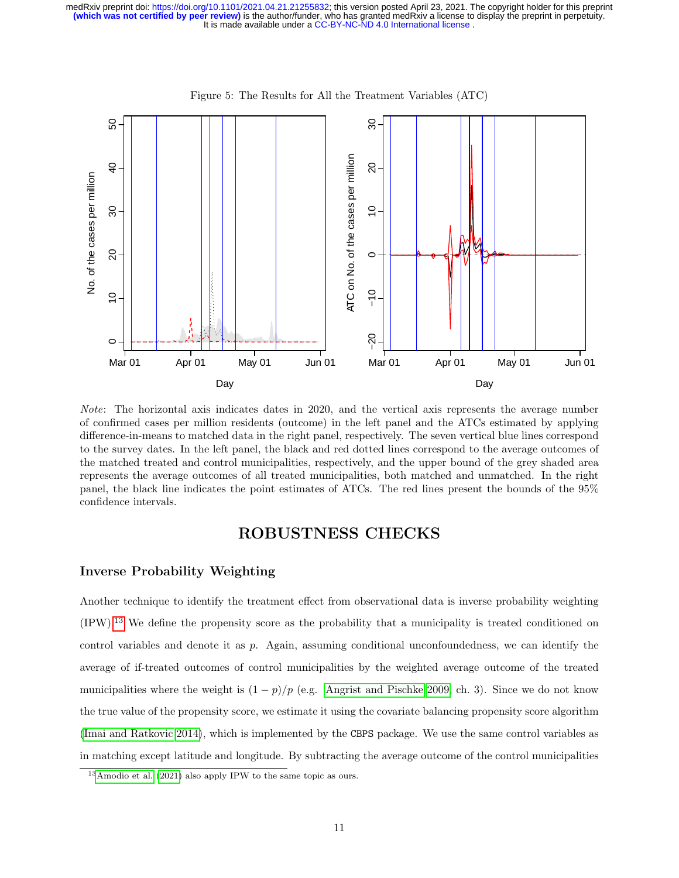Figure 5: The Results for All the Treatment Variables (ATC)

*Note*: The horizontal axis indicates dates in 2020, and the vertical axis represents the average number of confirmed cases per million residents (outcome) in the left panel and the ATCs estimated by applying difference-in-means to matched data in the right panel, respectively. The seven vertical blue lines correspond to the survey dates. In the left panel, the black and red dotted lines correspond to the average outcomes of the matched treated and control municipalities, respectively, and the upper bound of the grey shaded area represents the average outcomes of all treated municipalities, both matched and unmatched. In the right panel, the black line indicates the point estimates of ATCs. The red lines present the bounds of the 95% confidence intervals.

# ROBUSTNESS CHECKS

## Inverse Probability Weighting

Another technique to identify the treatment effect from observational data is inverse probability weighting (IPW).[13] We define the propensity score as the probability that a municipality is treated conditioned on control variables and denote it as $p$. Again, assuming conditional unconfoundedness, we can identify the average of if-treated outcomes of control municipalities by the weighted average outcome of the treated municipalities where the weight is $(1-p)/p$ (e.g. Angrist and Pischke 2009, ch. 3). Since we do not know the true value of the propensity score, we estimate it using the covariate balancing propensity score algorithm (Imai and Ratkovic 2014), which is implemented by the `CBPS` package. We use the same control variables as in matching except latitude and longitude. By subtracting the average outcome of the control municipalities

[13] Amodio et al. (2021) also apply IPW to the same topic as ours.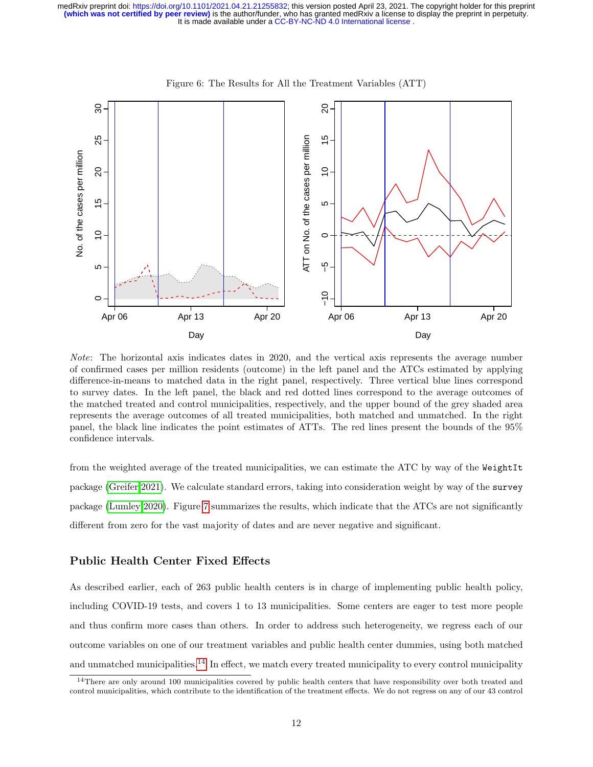Figure 6: The Results for All the Treatment Variables (ATT)

*Note*: The horizontal axis indicates dates in 2020, and the vertical axis represents the average number of confirmed cases per million residents (outcome) in the left panel and the ATCs estimated by applying difference-in-means to matched data in the right panel, respectively. Three vertical blue lines correspond to survey dates. In the left panel, the black and red dotted lines correspond to the average outcomes of the matched treated and control municipalities, respectively, and the upper bound of the grey shaded area represents the average outcomes of all treated municipalities, both matched and unmatched. In the right panel, the black line indicates the point estimates of ATTs. The red lines present the bounds of the 95% confidence intervals.

from the weighted average of the treated municipalities, we can estimate the ATC by way of the `WeightIt` package (Greifer 2021). We calculate standard errors, taking into consideration weight by way of the `survey` package (Lumley 2020). Figure 7 summarizes the results, which indicate that the ATCs are not significantly different from zero for the vast majority of dates and are never negative and significant.

## Public Health Center Fixed Effects

As described earlier, each of 263 public health centers is in charge of implementing public health policy, including COVID-19 tests, and covers 1 to 13 municipalities. Some centers are eager to test more people and thus confirm more cases than others. In order to address such heterogeneity, we regress each of our outcome variables on one of our treatment variables and public health center dummies, using both matched and unmatched municipalities.[14] In effect, we match every treated municipality to every control municipality

[14] There are only around 100 municipalities covered by public health centers that have responsibility over both treated and control municipalities, which contribute to the identification of the treatment effects. We do not regress on any of our 43 control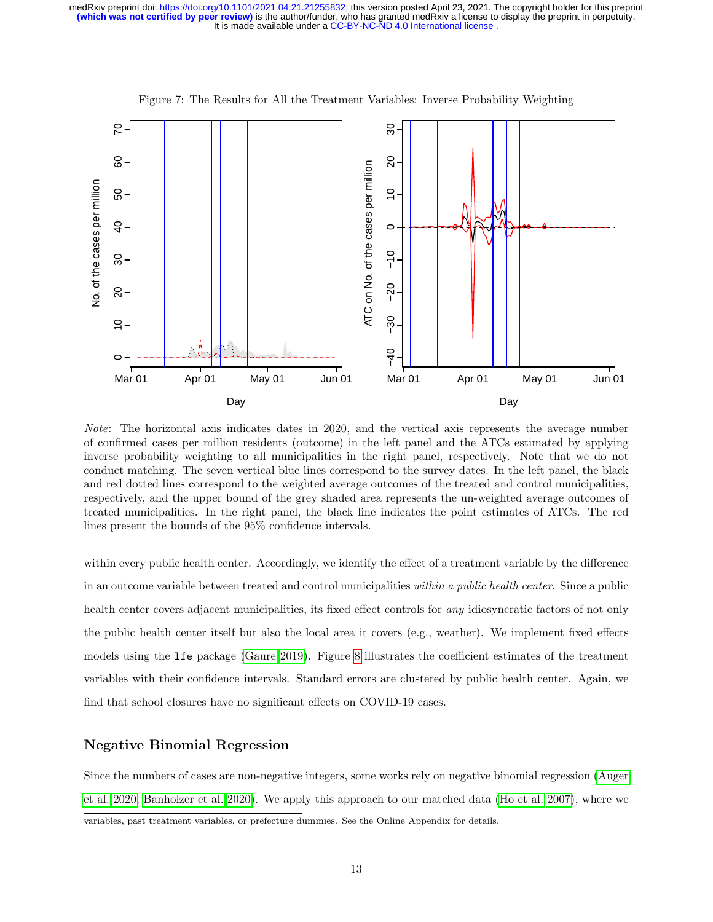Figure 7: The Results for All the Treatment Variables: Inverse Probability Weighting

*Note*: The horizontal axis indicates dates in 2020, and the vertical axis represents the average number of confirmed cases per million residents (outcome) in the left panel and the ATCs estimated by applying inverse probability weighting to all municipalities in the right panel, respectively. Note that we do not conduct matching. The seven vertical blue lines correspond to the survey dates. In the left panel, the black and red dotted lines correspond to the weighted average outcomes of the treated and control municipalities, respectively, and the upper bound of the grey shaded area represents the un-weighted average outcomes of treated municipalities. In the right panel, the black line indicates the point estimates of ATCs. The red lines present the bounds of the 95% confidence intervals.

within every public health center. Accordingly, we identify the effect of a treatment variable by the difference in an outcome variable between treated and control municipalities *within a public health center*. Since a public health center covers adjacent municipalities, its fixed effect controls for *any* idiosyncratic factors of not only the public health center itself but also the local area it covers (e.g., weather). We implement fixed effects models using the `lfe` package (Gaure 2019). Figure 8 illustrates the coefficient estimates of the treatment variables with their confidence intervals. Standard errors are clustered by public health center. Again, we find that school closures have no significant effects on COVID-19 cases.

## Negative Binomial Regression

Since the numbers of cases are non-negative integers, some works rely on negative binomial regression (Auger et al. 2020; Banholzer et al. 2020). We apply this approach to our matched data (Ho et al. 2007), where we

variables, past treatment variables, or prefecture dummies. See the Online Appendix for details.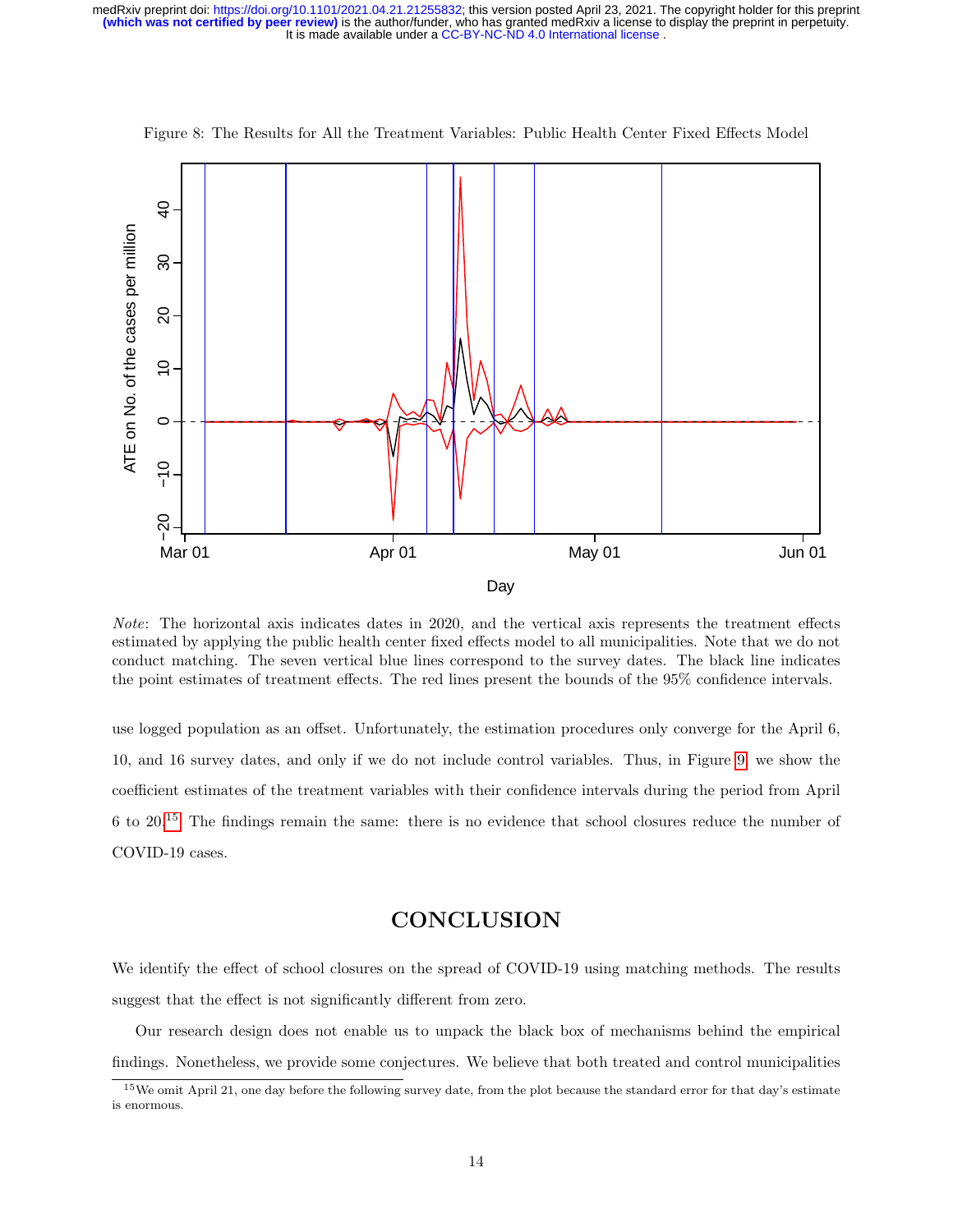Figure 8: The Results for All the Treatment Variables: Public Health Center Fixed Effects Model

*Note*: The horizontal axis indicates dates in 2020, and the vertical axis represents the treatment effects estimated by applying the public health center fixed effects model to all municipalities. Note that we do not conduct matching. The seven vertical blue lines correspond to the survey dates. The black line indicates the point estimates of treatment effects. The red lines present the bounds of the 95% confidence intervals.

use logged population as an offset. Unfortunately, the estimation procedures only converge for the April 6, 10, and 16 survey dates, and only if we do not include control variables. Thus, in Figure 9, we show the coefficient estimates of the treatment variables with their confidence intervals during the period from April 6 to 20.[15] The findings remain the same: there is no evidence that school closures reduce the number of COVID-19 cases.

# CONCLUSION

We identify the effect of school closures on the spread of COVID-19 using matching methods. The results suggest that the effect is not significantly different from zero.

Our research design does not enable us to unpack the black box of mechanisms behind the empirical findings. Nonetheless, we provide some conjectures. We believe that both treated and control municipalities

[15] We omit April 21, one day before the following survey date, from the plot because the standard error for that day's estimate is enormous.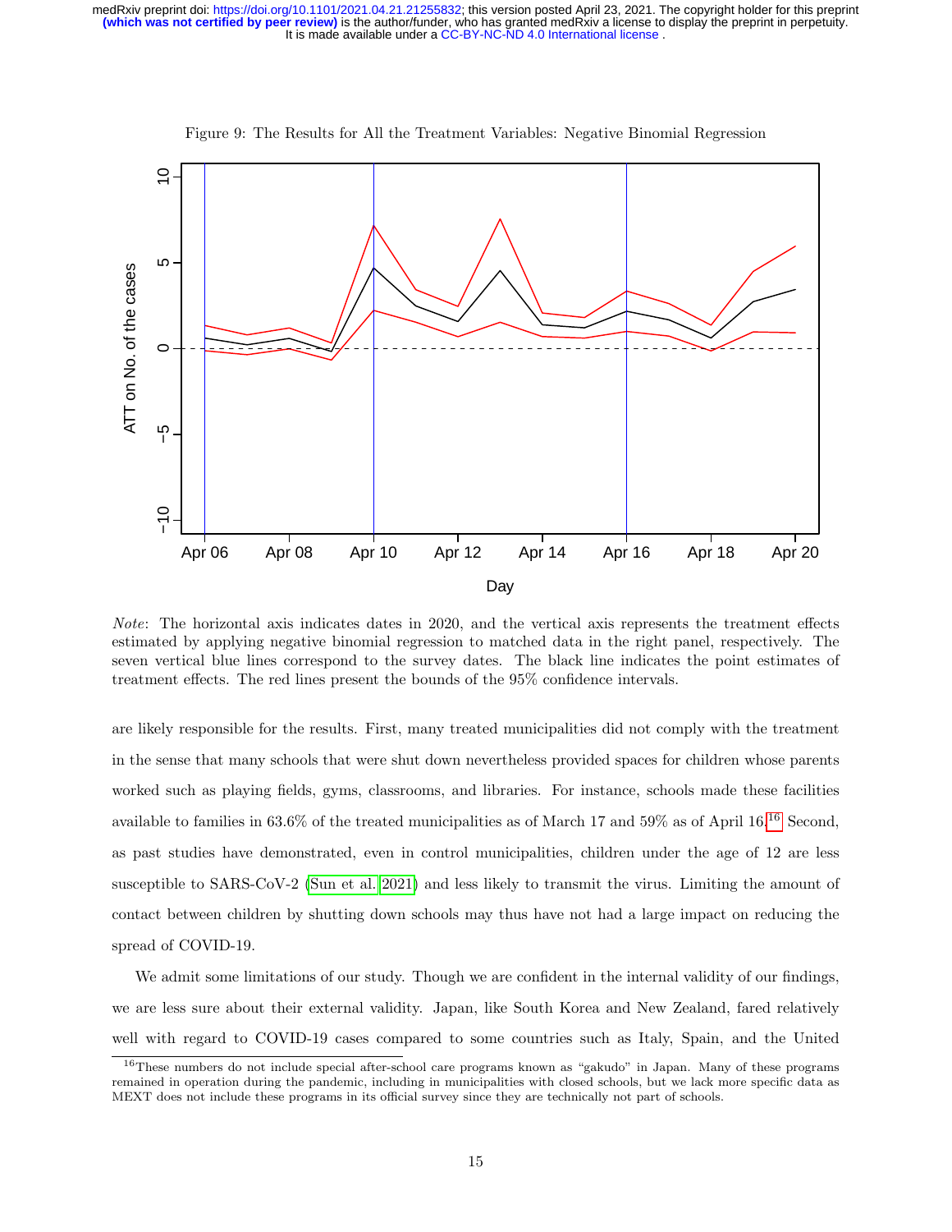Figure 9: The Results for All the Treatment Variables: Negative Binomial Regression

*Note*: The horizontal axis indicates dates in 2020, and the vertical axis represents the treatment effects estimated by applying negative binomial regression to matched data in the right panel, respectively. The seven vertical blue lines correspond to the survey dates. The black line indicates the point estimates of treatment effects. The red lines present the bounds of the 95% confidence intervals.

are likely responsible for the results. First, many treated municipalities did not comply with the treatment in the sense that many schools that were shut down nevertheless provided spaces for children whose parents worked such as playing fields, gyms, classrooms, and libraries. For instance, schools made these facilities available to families in 63.6% of the treated municipalities as of March 17 and 59% as of April 16.[16] Second, as past studies have demonstrated, even in control municipalities, children under the age of 12 are less susceptible to SARS-CoV-2 (Sun et al. 2021) and less likely to transmit the virus. Limiting the amount of contact between children by shutting down schools may thus have not had a large impact on reducing the spread of COVID-19.

We admit some limitations of our study. Though we are confident in the internal validity of our findings, we are less sure about their external validity. Japan, like South Korea and New Zealand, fared relatively well with regard to COVID-19 cases compared to some countries such as Italy, Spain, and the United

[16] These numbers do not include special after-school care programs known as "gakudo" in Japan. Many of these programs remained in operation during the pandemic, including in municipalities with closed schools, but we lack more specific data as MEXT does not include these programs in its official survey since they are technically not part of schools.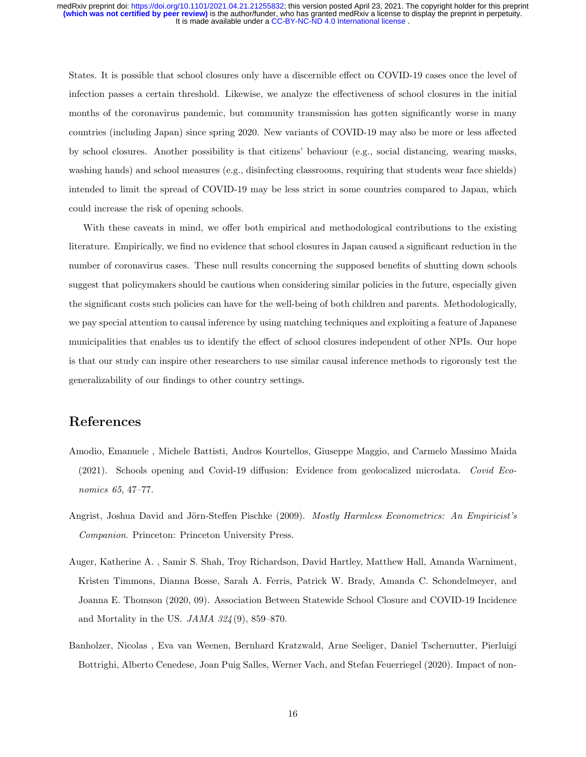States. It is possible that school closures only have a discernible effect on COVID-19 cases once the level of infection passes a certain threshold. Likewise, we analyze the effectiveness of school closures in the initial months of the coronavirus pandemic, but community transmission has gotten significantly worse in many countries (including Japan) since spring 2020. New variants of COVID-19 may also be more or less affected by school closures. Another possibility is that citizens' behaviour (e.g., social distancing, wearing masks, washing hands) and school measures (e.g., disinfecting classrooms, requiring that students wear face shields) intended to limit the spread of COVID-19 may be less strict in some countries compared to Japan, which could increase the risk of opening schools.

With these caveats in mind, we offer both empirical and methodological contributions to the existing literature. Empirically, we find no evidence that school closures in Japan caused a significant reduction in the number of coronavirus cases. These null results concerning the supposed benefits of shutting down schools suggest that policymakers should be cautious when considering similar policies in the future, especially given the significant costs such policies can have for the well-being of both children and parents. Methodologically, we pay special attention to causal inference by using matching techniques and exploiting a feature of Japanese municipalities that enables us to identify the effect of school closures independent of other NPIs. Our hope is that our study can inspire other researchers to use similar causal inference methods to rigorously test the generalizability of our findings to other country settings.

## References

Amodio, Emanuele , Michele Battisti, Andros Kourtellos, Giuseppe Maggio, and Carmelo Massimo Maida (2021). Schools opening and Covid-19 diffusion: Evidence from geolocalized microdata. *Covid Economics 65*, 47–77.

Angrist, Joshua David and Jörn-Steffen Pischke (2009). *Mostly Harmless Econometrics: An Empiricist's Companion*. Princeton: Princeton University Press.

Auger, Katherine A. , Samir S. Shah, Troy Richardson, David Hartley, Matthew Hall, Amanda Warniment, Kristen Timmons, Dianna Bosse, Sarah A. Ferris, Patrick W. Brady, Amanda C. Schondelmeyer, and Joanna E. Thomson (2020, 09). Association Between Statewide School Closure and COVID-19 Incidence and Mortality in the US. *JAMA 324*(9), 859–870.

Banholzer, Nicolas , Eva van Weenen, Bernhard Kratzwald, Arne Seeliger, Daniel Tschernutter, Pierluigi Bottrighi, Alberto Cenedese, Joan Puig Salles, Werner Vach, and Stefan Feuerriegel (2020). Impact of non-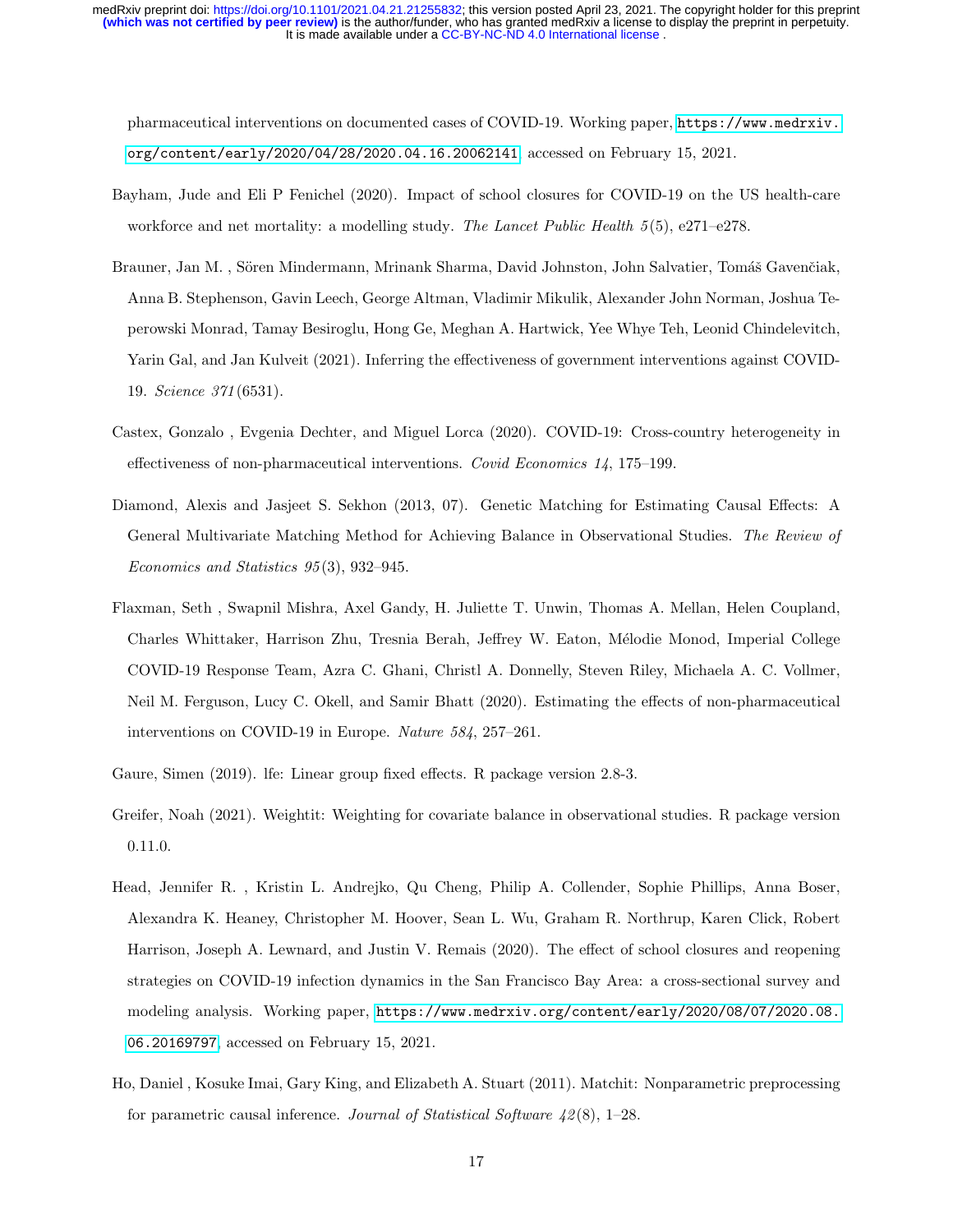pharmaceutical interventions on documented cases of COVID-19. Working paper, https://www.medrxiv.org/content/early/2020/04/28/2020.04.16.20062141, accessed on February 15, 2021.

Bayham, Jude and Eli P Fenichel (2020). Impact of school closures for COVID-19 on the US health-care workforce and net mortality: a modelling study. *The Lancet Public Health 5*(5), e271–e278.

Brauner, Jan M. , Sören Mindermann, Mrinank Sharma, David Johnston, John Salvatier, Tomáš Gavenčiak, Anna B. Stephenson, Gavin Leech, George Altman, Vladimir Mikulik, Alexander John Norman, Joshua Teperowski Monrad, Tamay Besiroglu, Hong Ge, Meghan A. Hartwick, Yee Whye Teh, Leonid Chindelevitch, Yarin Gal, and Jan Kulveit (2021). Inferring the effectiveness of government interventions against COVID-19. *Science 371*(6531).

Castex, Gonzalo , Evgenia Dechter, and Miguel Lorca (2020). COVID-19: Cross-country heterogeneity in effectiveness of non-pharmaceutical interventions. *Covid Economics 14*, 175–199.

Diamond, Alexis and Jasjeet S. Sekhon (2013, 07). Genetic Matching for Estimating Causal Effects: A General Multivariate Matching Method for Achieving Balance in Observational Studies. *The Review of Economics and Statistics 95*(3), 932–945.

Flaxman, Seth , Swapnil Mishra, Axel Gandy, H. Juliette T. Unwin, Thomas A. Mellan, Helen Coupland, Charles Whittaker, Harrison Zhu, Tresnia Berah, Jeffrey W. Eaton, Mélodie Monod, Imperial College COVID-19 Response Team, Azra C. Ghani, Christl A. Donnelly, Steven Riley, Michaela A. C. Vollmer, Neil M. Ferguson, Lucy C. Okell, and Samir Bhatt (2020). Estimating the effects of non-pharmaceutical interventions on COVID-19 in Europe. *Nature 584*, 257–261.

Gaure, Simen (2019). lfe: Linear group fixed effects. R package version 2.8-3.

Greifer, Noah (2021). Weightit: Weighting for covariate balance in observational studies. R package version 0.11.0.

Head, Jennifer R. , Kristin L. Andrejko, Qu Cheng, Philip A. Collender, Sophie Phillips, Anna Boser, Alexandra K. Heaney, Christopher M. Hoover, Sean L. Wu, Graham R. Northrup, Karen Click, Robert Harrison, Joseph A. Lewnard, and Justin V. Remais (2020). The effect of school closures and reopening strategies on COVID-19 infection dynamics in the San Francisco Bay Area: a cross-sectional survey and modeling analysis. Working paper, https://www.medrxiv.org/content/early/2020/08/07/2020.08.06.20169797, accessed on February 15, 2021.

Ho, Daniel , Kosuke Imai, Gary King, and Elizabeth A. Stuart (2011). Matchit: Nonparametric preprocessing for parametric causal inference. *Journal of Statistical Software 42*(8), 1–28.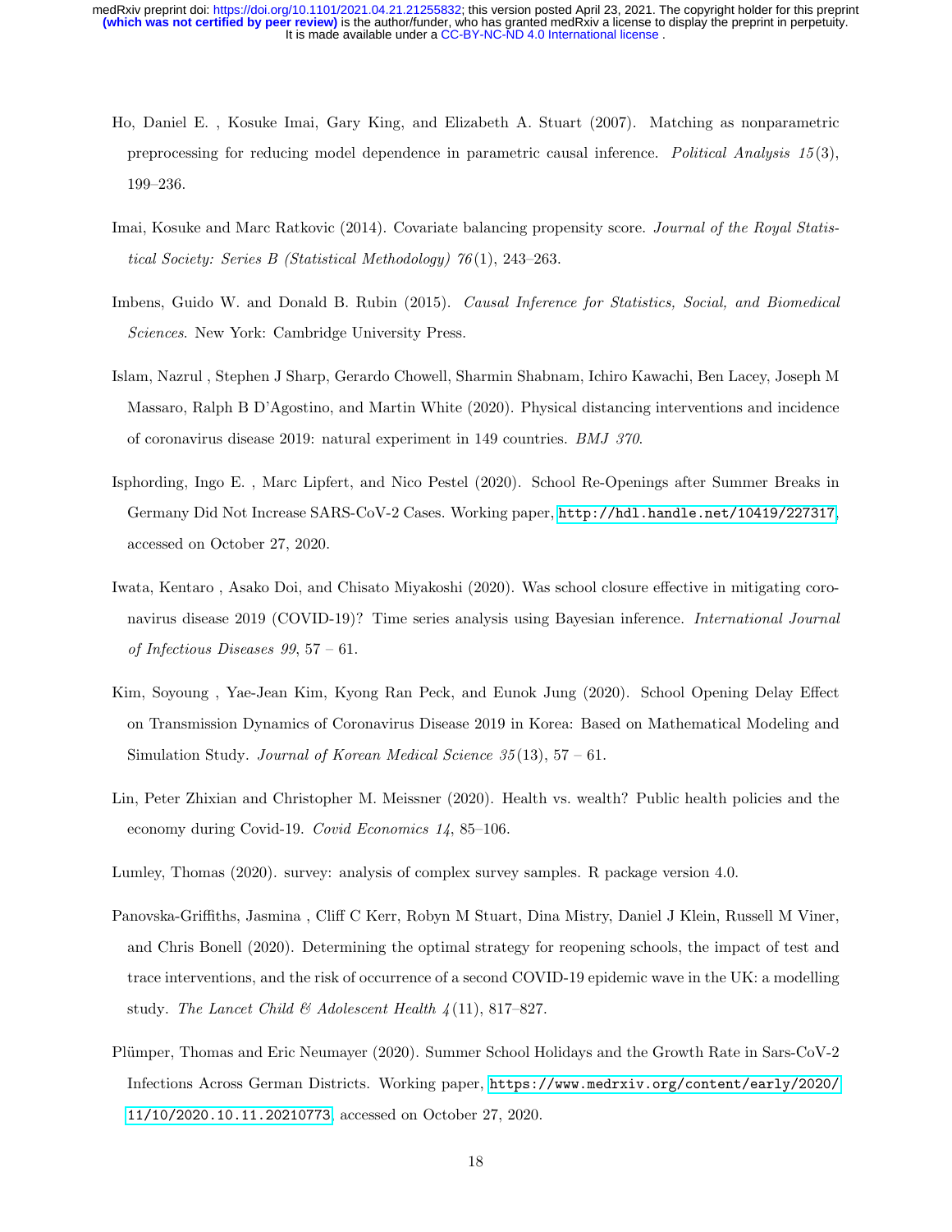Ho, Daniel E. , Kosuke Imai, Gary King, and Elizabeth A. Stuart (2007). Matching as nonparametric preprocessing for reducing model dependence in parametric causal inference. *Political Analysis 15*(3), 199–236.

Imai, Kosuke and Marc Ratkovic (2014). Covariate balancing propensity score. *Journal of the Royal Statistical Society: Series B (Statistical Methodology) 76*(1), 243–263.

Imbens, Guido W. and Donald B. Rubin (2015). *Causal Inference for Statistics, Social, and Biomedical Sciences*. New York: Cambridge University Press.

Islam, Nazrul , Stephen J Sharp, Gerardo Chowell, Sharmin Shabnam, Ichiro Kawachi, Ben Lacey, Joseph M Massaro, Ralph B D'Agostino, and Martin White (2020). Physical distancing interventions and incidence of coronavirus disease 2019: natural experiment in 149 countries. *BMJ 370*.

Isphording, Ingo E. , Marc Lipfert, and Nico Pestel (2020). School Re-Openings after Summer Breaks in Germany Did Not Increase SARS-CoV-2 Cases. Working paper, http://hdl.handle.net/10419/227317, accessed on October 27, 2020.

Iwata, Kentaro , Asako Doi, and Chisato Miyakoshi (2020). Was school closure effective in mitigating coronavirus disease 2019 (COVID-19)? Time series analysis using Bayesian inference. *International Journal of Infectious Diseases 99*, 57 – 61.

Kim, Soyoung , Yae-Jean Kim, Kyong Ran Peck, and Eunok Jung (2020). School Opening Delay Effect on Transmission Dynamics of Coronavirus Disease 2019 in Korea: Based on Mathematical Modeling and Simulation Study. *Journal of Korean Medical Science 35*(13), 57 – 61.

Lin, Peter Zhixian and Christopher M. Meissner (2020). Health vs. wealth? Public health policies and the economy during Covid-19. *Covid Economics 14*, 85–106.

Lumley, Thomas (2020). survey: analysis of complex survey samples. R package version 4.0.

Panovska-Griffiths, Jasmina , Cliff C Kerr, Robyn M Stuart, Dina Mistry, Daniel J Klein, Russell M Viner, and Chris Bonell (2020). Determining the optimal strategy for reopening schools, the impact of test and trace interventions, and the risk of occurrence of a second COVID-19 epidemic wave in the UK: a modelling study. *The Lancet Child & Adolescent Health 4*(11), 817–827.

Plümper, Thomas and Eric Neumayer (2020). Summer School Holidays and the Growth Rate in Sars-CoV-2 Infections Across German Districts. Working paper, https://www.medrxiv.org/content/early/2020/11/10/2020.10.11.20210773, accessed on October 27, 2020.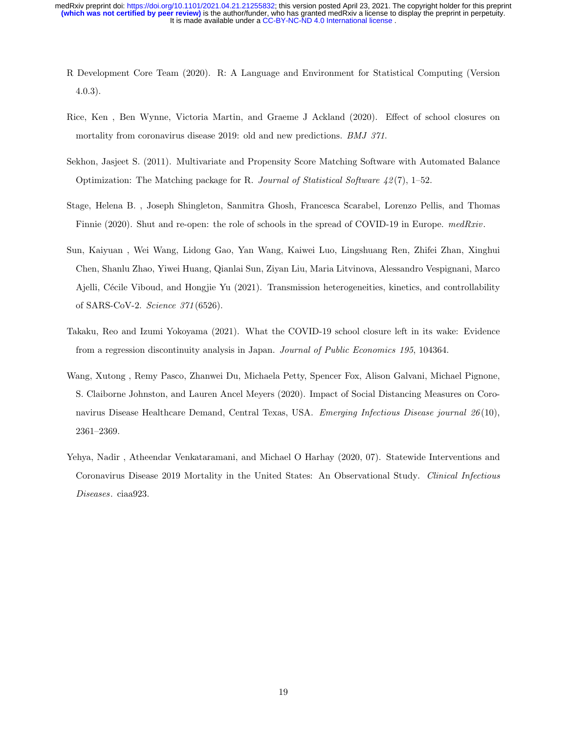R Development Core Team (2020). R: A Language and Environment for Statistical Computing (Version 4.0.3).

Rice, Ken , Ben Wynne, Victoria Martin, and Graeme J Ackland (2020). Effect of school closures on mortality from coronavirus disease 2019: old and new predictions. *BMJ 371*.

Sekhon, Jasjeet S. (2011). Multivariate and Propensity Score Matching Software with Automated Balance Optimization: The Matching package for R. *Journal of Statistical Software 42*(7), 1–52.

Stage, Helena B. , Joseph Shingleton, Sanmitra Ghosh, Francesca Scarabel, Lorenzo Pellis, and Thomas Finnie (2020). Shut and re-open: the role of schools in the spread of COVID-19 in Europe. *medRxiv*.

Sun, Kaiyuan , Wei Wang, Lidong Gao, Yan Wang, Kaiwei Luo, Lingshuang Ren, Zhifei Zhan, Xinghui Chen, Shanlu Zhao, Yiwei Huang, Qianlai Sun, Ziyan Liu, Maria Litvinova, Alessandro Vespignani, Marco Ajelli, Cécile Viboud, and Hongjie Yu (2021). Transmission heterogeneities, kinetics, and controllability of SARS-CoV-2. *Science 371*(6526).

Takaku, Reo and Izumi Yokoyama (2021). What the COVID-19 school closure left in its wake: Evidence from a regression discontinuity analysis in Japan. *Journal of Public Economics 195*, 104364.

Wang, Xutong , Remy Pasco, Zhanwei Du, Michaela Petty, Spencer Fox, Alison Galvani, Michael Pignone, S. Claiborne Johnston, and Lauren Ancel Meyers (2020). Impact of Social Distancing Measures on Coronavirus Disease Healthcare Demand, Central Texas, USA. *Emerging Infectious Disease journal 26*(10), 2361–2369.

Yehya, Nadir , Atheendar Venkataramani, and Michael O Harhay (2020, 07). Statewide Interventions and Coronavirus Disease 2019 Mortality in the United States: An Observational Study. *Clinical Infectious Diseases*. ciaa923.